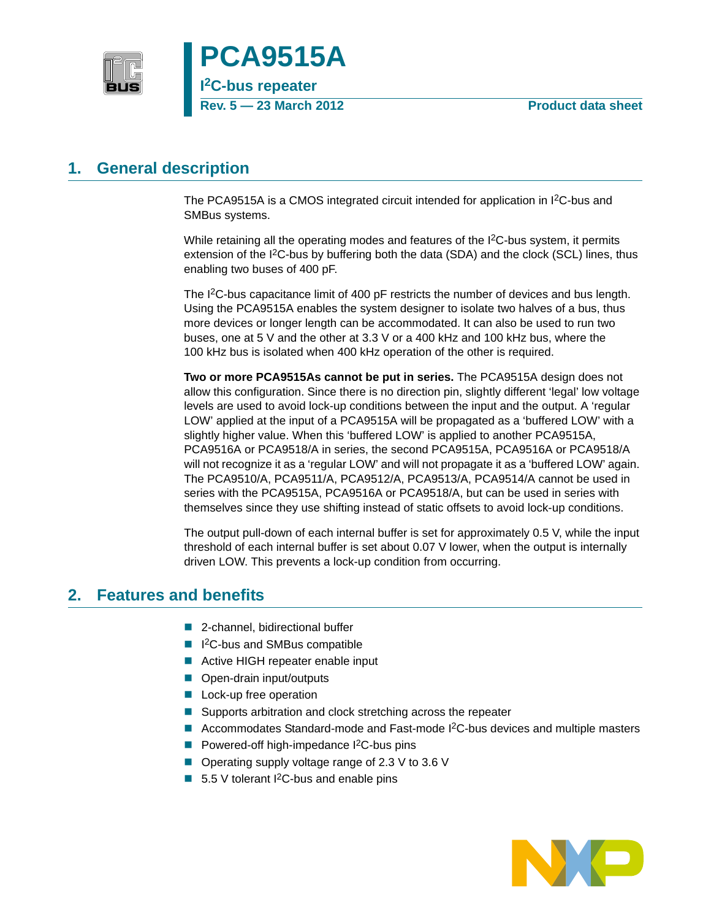# PCA9515A

## I²C-bus repeater

**Rev. 5 — 23 March 2012** **Product data sheet**

## 1. General description

The PCA9515A is a CMOS integrated circuit intended for application in I²C-bus and SMBus systems.

While retaining all the operating modes and features of the I²C-bus system, it permits extension of the I²C-bus by buffering both the data (SDA) and the clock (SCL) lines, thus enabling two buses of 400 pF.

The I²C-bus capacitance limit of 400 pF restricts the number of devices and bus length. Using the PCA9515A enables the system designer to isolate two halves of a bus, thus more devices or longer length can be accommodated. It can also be used to run two buses, one at 5 V and the other at 3.3 V or a 400 kHz and 100 kHz bus, where the 100 kHz bus is isolated when 400 kHz operation of the other is required.

**Two or more PCA9515As cannot be put in series.** The PCA9515A design does not allow this configuration. Since there is no direction pin, slightly different 'legal' low voltage levels are used to avoid lock-up conditions between the input and the output. A 'regular LOW' applied at the input of a PCA9515A will be propagated as a 'buffered LOW' with a slightly higher value. When this 'buffered LOW' is applied to another PCA9515A, PCA9516A or PCA9518/A in series, the second PCA9515A, PCA9516A or PCA9518/A will not recognize it as a 'regular LOW' and will not propagate it as a 'buffered LOW' again. The PCA9510/A, PCA9511/A, PCA9512/A, PCA9513/A, PCA9514/A cannot be used in series with the PCA9515A, PCA9516A or PCA9518/A, but can be used in series with themselves since they use shifting instead of static offsets to avoid lock-up conditions.

The output pull-down of each internal buffer is set for approximately 0.5 V, while the input threshold of each internal buffer is set about 0.07 V lower, when the output is internally driven LOW. This prevents a lock-up condition from occurring.

## 2. Features and benefits

- 2-channel, bidirectional buffer
- I²C-bus and SMBus compatible
- Active HIGH repeater enable input
- Open-drain input/outputs
- Lock-up free operation
- Supports arbitration and clock stretching across the repeater
- Accommodates Standard-mode and Fast-mode I²C-bus devices and multiple masters
- Powered-off high-impedance I²C-bus pins
- Operating supply voltage range of 2.3 V to 3.6 V
- 5.5 V tolerant I²C-bus and enable pins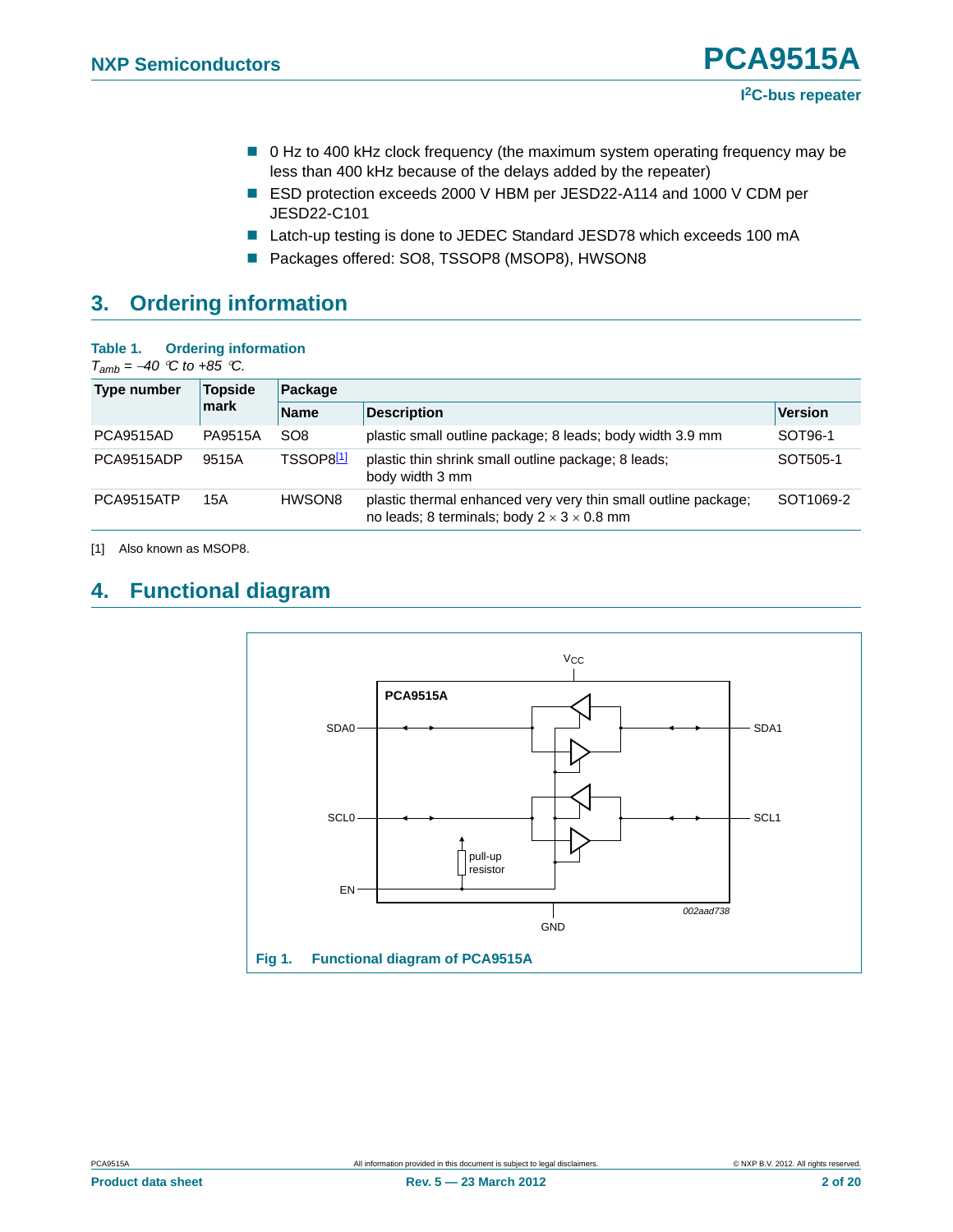- 0 Hz to 400 kHz clock frequency (the maximum system operating frequency may be less than 400 kHz because of the delays added by the repeater)
- ESD protection exceeds 2000 V HBM per JESD22-A114 and 1000 V CDM per JESD22-C101
- Latch-up testing is done to JEDEC Standard JESD78 which exceeds 100 mA
- Packages offered: SO8, TSSOP8 (MSOP8), HWSON8

## 3. Ordering information

**Table 1. Ordering information**

*$T_{amb}$ = −40 °C to +85 °C.*

| Type number | Topside mark | Package | | |
|---|---|---|---|---|
| | | Name | Description | Version |
| PCA9515AD | PA9515A | SO8 | plastic small outline package; 8 leads; body width 3.9 mm | SOT96-1 |
| PCA9515ADP | 9515A | TSSOP8[1] | plastic thin shrink small outline package; 8 leads; body width 3 mm | SOT505-1 |
| PCA9515ATP | 15A | HWSON8 | plastic thermal enhanced very very thin small outline package; no leads; 8 terminals; body 2 × 3 × 0.8 mm | SOT1069-2 |

[1] Also known as MSOP8.

## 4. Functional diagram

Fig 1. Functional diagram of PCA9515A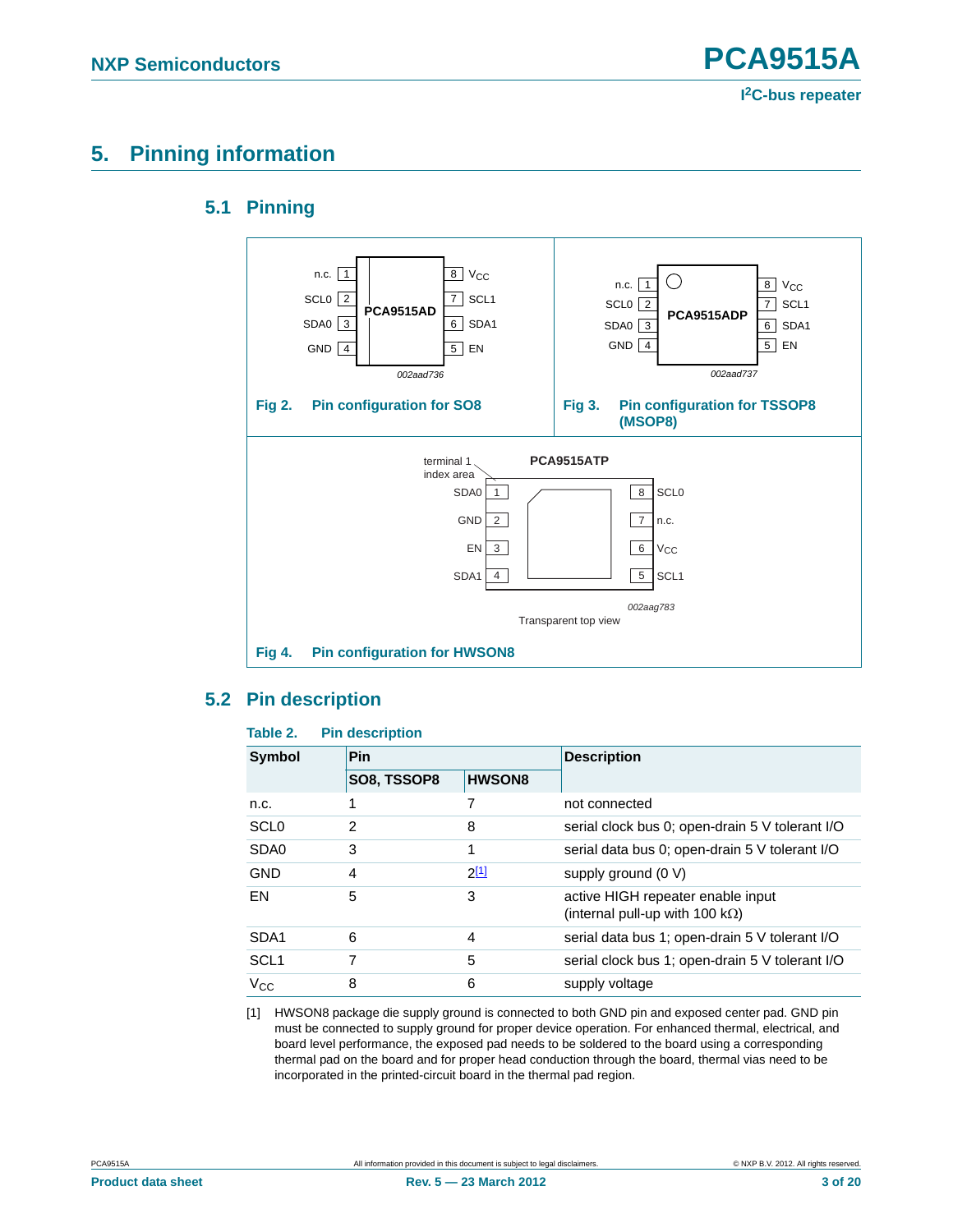## 5. Pinning information

### 5.1 Pinning

Fig 2. Pin configuration for SO8

Fig 3. Pin configuration for TSSOP8 (MSOP8)

Fig 4. Pin configuration for HWSON8

### 5.2 Pin description

**Table 2. Pin description**

| Symbol | Pin | | Description |
|---|---|---|---|
| | SO8, TSSOP8 | HWSON8 | |
| n.c. | 1 | 7 | not connected |
| SCL0 | 2 | 8 | serial clock bus 0; open-drain 5 V tolerant I/O |
| SDA0 | 3 | 1 | serial data bus 0; open-drain 5 V tolerant I/O |
| GND | 4 | 2[1] | supply ground (0 V) |
| EN | 5 | 3 | active HIGH repeater enable input (internal pull-up with 100 kΩ) |
| SDA1 | 6 | 4 | serial data bus 1; open-drain 5 V tolerant I/O |
| SCL1 | 7 | 5 | serial clock bus 1; open-drain 5 V tolerant I/O |
| $V_{CC}$ | 8 | 6 | supply voltage |

[1] HWSON8 package die supply ground is connected to both GND pin and exposed center pad. GND pin must be connected to supply ground for proper device operation. For enhanced thermal, electrical, and board level performance, the exposed pad needs to be soldered to the board using a corresponding thermal pad on the board and for proper heat conduction through the board, thermal vias need to be incorporated in the printed-circuit board in the thermal pad region.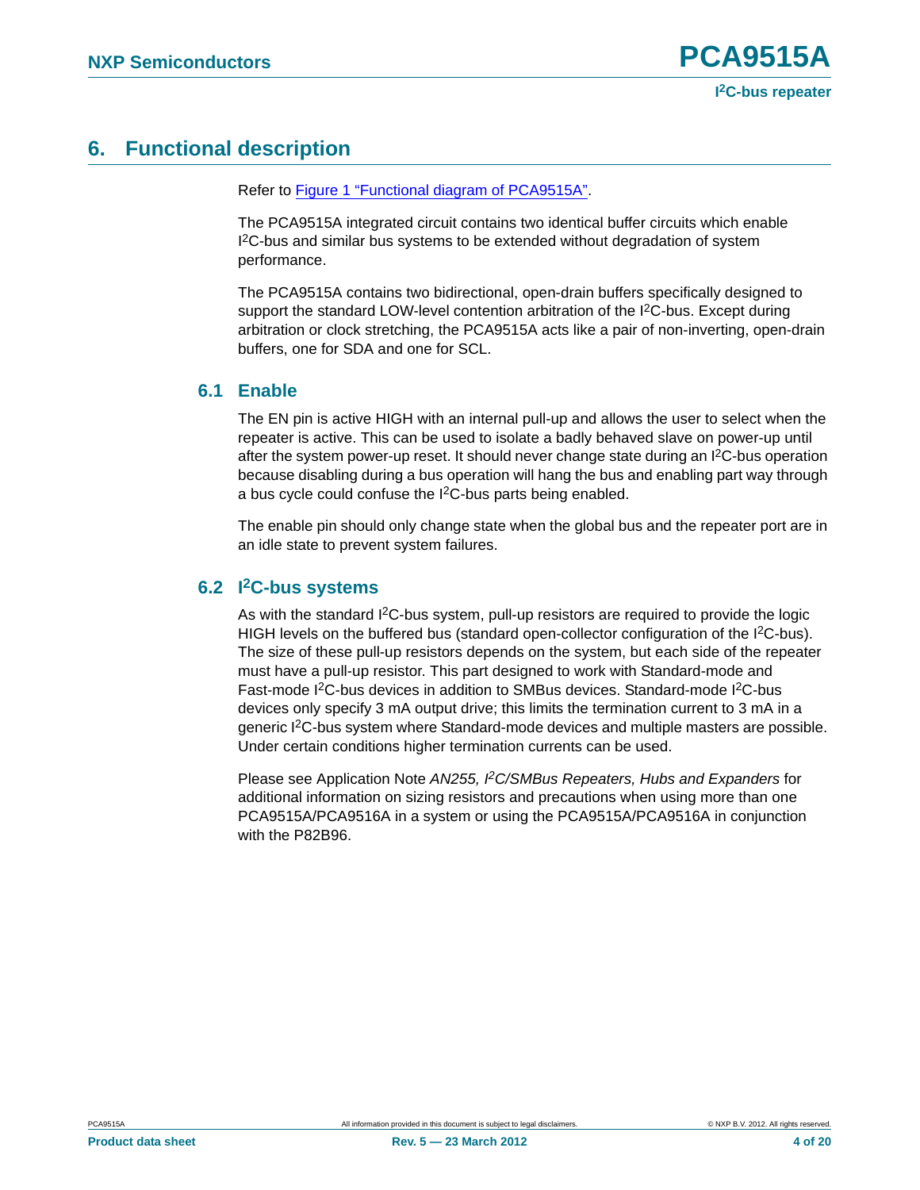# 6. Functional description

Refer to Figure 1 "Functional diagram of PCA9515A".

The PCA9515A integrated circuit contains two identical buffer circuits which enable I$^2$C-bus and similar bus systems to be extended without degradation of system performance.

The PCA9515A contains two bidirectional, open-drain buffers specifically designed to support the standard LOW-level contention arbitration of the I$^2$C-bus. Except during arbitration or clock stretching, the PCA9515A acts like a pair of non-inverting, open-drain buffers, one for SDA and one for SCL.

## 6.1 Enable

The EN pin is active HIGH with an internal pull-up and allows the user to select when the repeater is active. This can be used to isolate a badly behaved slave on power-up until after the system power-up reset. It should never change state during an I$^2$C-bus operation because disabling during a bus operation will hang the bus and enabling part way through a bus cycle could confuse the I$^2$C-bus parts being enabled.

The enable pin should only change state when the global bus and the repeater port are in an idle state to prevent system failures.

## 6.2 I$^2$C-bus systems

As with the standard I$^2$C-bus system, pull-up resistors are required to provide the logic HIGH levels on the buffered bus (standard open-collector configuration of the I$^2$C-bus). The size of these pull-up resistors depends on the system, but each side of the repeater must have a pull-up resistor. This part designed to work with Standard-mode and Fast-mode I$^2$C-bus devices in addition to SMBus devices. Standard-mode I$^2$C-bus devices only specify 3 mA output drive; this limits the termination current to 3 mA in a generic I$^2$C-bus system where Standard-mode devices and multiple masters are possible. Under certain conditions higher termination currents can be used.

Please see Application Note *AN255, I$^2$C/SMBus Repeaters, Hubs and Expanders* for additional information on sizing resistors and precautions when using more than one PCA9515A/PCA9516A in a system or using the PCA9515A/PCA9516A in conjunction with the P82B96.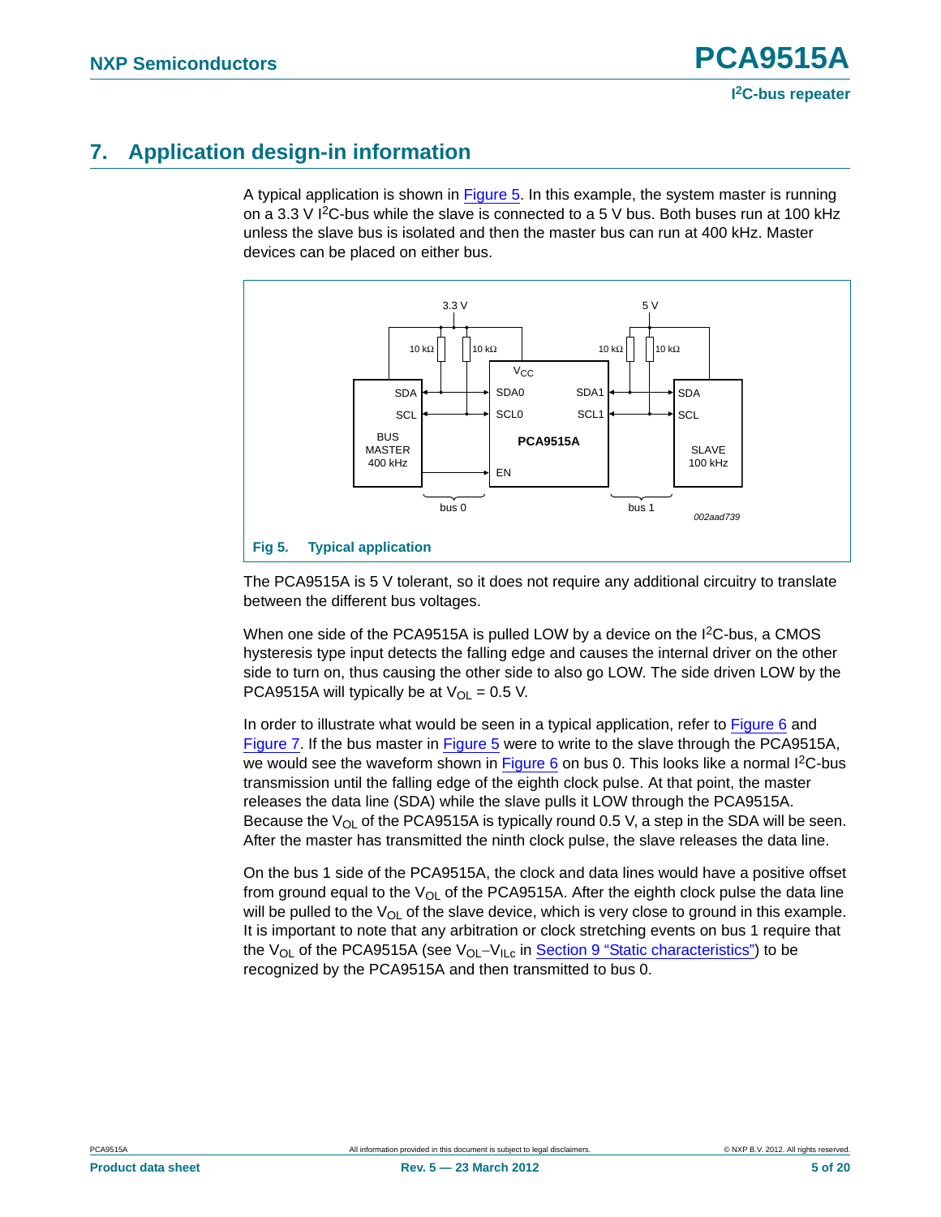# 7. Application design-in information

A typical application is shown in Figure 5. In this example, the system master is running on a 3.3 V I²C-bus while the slave is connected to a 5 V bus. Both buses run at 100 kHz unless the slave bus is isolated and then the master bus can run at 400 kHz. Master devices can be placed on either bus.

Fig 5. Typical application

The PCA9515A is 5 V tolerant, so it does not require any additional circuitry to translate between the different bus voltages.

When one side of the PCA9515A is pulled LOW by a device on the I²C-bus, a CMOS hysteresis type input detects the falling edge and causes the internal driver on the other side to turn on, thus causing the other side to also go LOW. The side driven LOW by the PCA9515A will typically be at $V_{OL}$ = 0.5 V.

In order to illustrate what would be seen in a typical application, refer to Figure 6 and Figure 7. If the bus master in Figure 5 were to write to the slave through the PCA9515A, we would see the waveform shown in Figure 6 on bus 0. This looks like a normal I²C-bus transmission until the falling edge of the eighth clock pulse. At that point, the master releases the data line (SDA) while the slave pulls it LOW through the PCA9515A. Because the $V_{OL}$ of the PCA9515A is typically round 0.5 V, a step in the SDA will be seen. After the master has transmitted the ninth clock pulse, the slave releases the data line.

On the bus 1 side of the PCA9515A, the clock and data lines would have a positive offset from ground equal to the $V_{OL}$ of the PCA9515A. After the eighth clock pulse the data line will be pulled to the $V_{OL}$ of the slave device, which is very close to ground in this example. It is important to note that any arbitration or clock stretching events on bus 1 require that the $V_{OL}$ of the PCA9515A (see $V_{OL}$–$V_{ILc}$ in Section 9 "Static characteristics") to be recognized by the PCA9515A and then transmitted to bus 0.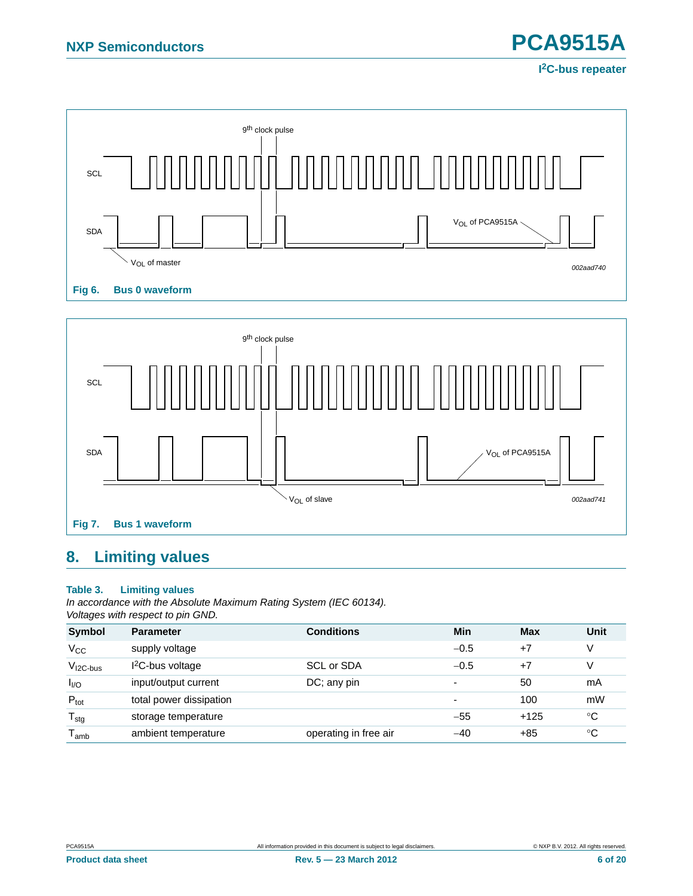Fig 6. Bus 0 waveform

Fig 7. Bus 1 waveform

## 8. Limiting values

**Table 3. Limiting values**

*In accordance with the Absolute Maximum Rating System (IEC 60134).*
*Voltages with respect to pin GND.*

| Symbol | Parameter | Conditions | Min | Max | Unit |
|---|---|---|---|---|---|
| $V_{CC}$ | supply voltage | | −0.5 | +7 | V |
| $V_{I2C\text{-}bus}$ | $I^2C$-bus voltage | SCL or SDA | −0.5 | +7 | V |
| $I_{I/O}$ | input/output current | DC; any pin | - | 50 | mA |
| $P_{tot}$ | total power dissipation | | - | 100 | mW |
| $T_{stg}$ | storage temperature | | −55 | +125 | °C |
| $T_{amb}$ | ambient temperature | operating in free air | −40 | +85 | °C |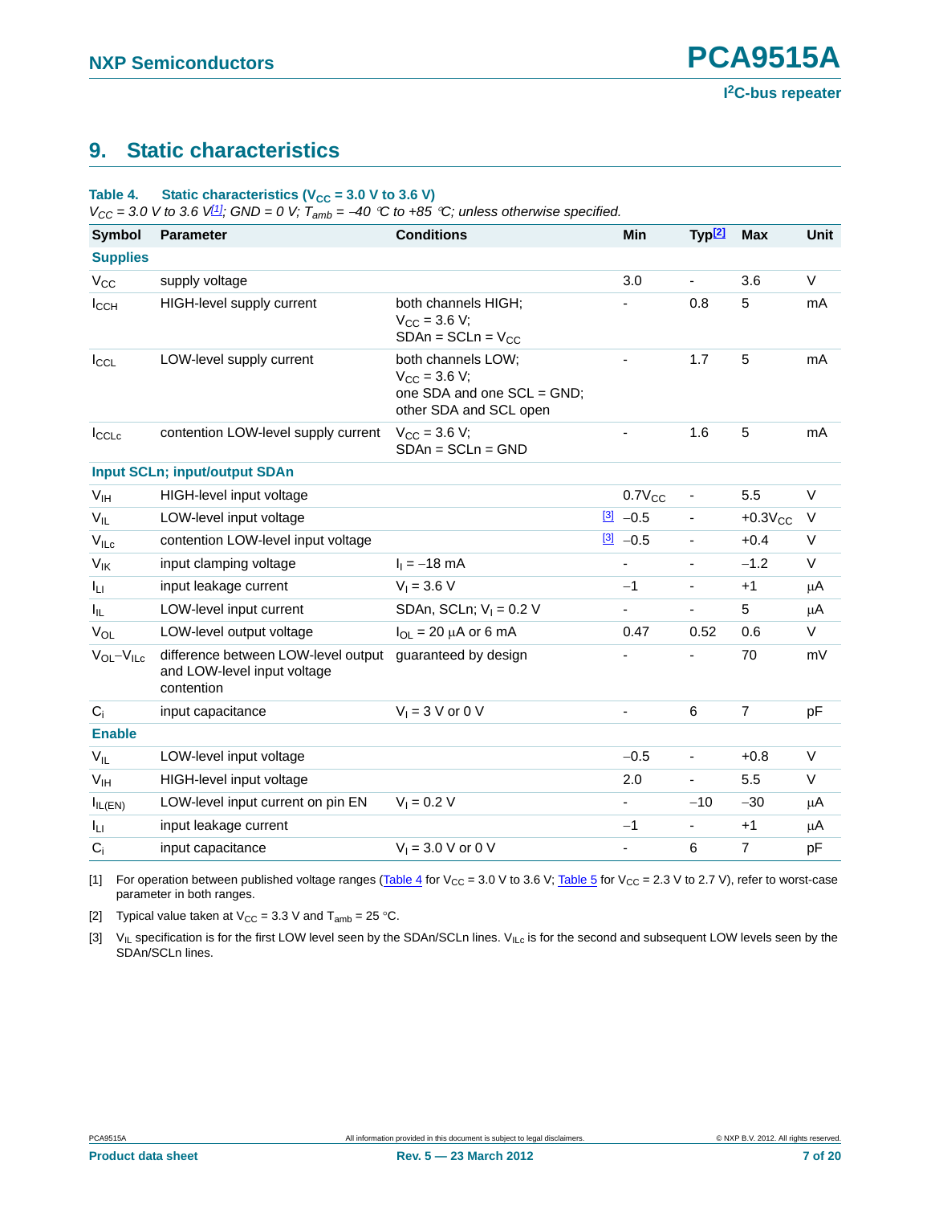## 9. Static characteristics

**Table 4. Static characteristics ($V_{CC}$ = 3.0 V to 3.6 V)**

*$V_{CC}$ = 3.0 V to 3.6 V[1]; GND = 0 V; $T_{amb}$ = −40 °C to +85 °C; unless otherwise specified.*

| Symbol | Parameter | Conditions | | Min | Typ[2] | Max | Unit |
|---|---|---|---|---|---|---|---|
| **Supplies** | | | | | | | |
| $V_{CC}$ | supply voltage | | | 3.0 | - | 3.6 | V |
| $I_{CCH}$ | HIGH-level supply current | both channels HIGH; $V_{CC}$ = 3.6 V; SDAn = SCLn = $V_{CC}$ | | - | 0.8 | 5 | mA |
| $I_{CCL}$ | LOW-level supply current | both channels LOW; $V_{CC}$ = 3.6 V; one SDA and one SCL = GND; other SDA and SCL open | | - | 1.7 | 5 | mA |
| $I_{CCLc}$ | contention LOW-level supply current | $V_{CC}$ = 3.6 V; SDAn = SCLn = GND | | - | 1.6 | 5 | mA |
| **Input SCLn; input/output SDAn** | | | | | | | |
| $V_{IH}$ | HIGH-level input voltage | | | $0.7V_{CC}$ | - | 5.5 | V |
| $V_{IL}$ | LOW-level input voltage | | [3] | −0.5 | - | $+0.3V_{CC}$ | V |
| $V_{ILc}$ | contention LOW-level input voltage | | [3] | −0.5 | - | +0.4 | V |
| $V_{IK}$ | input clamping voltage | $I_I$ = −18 mA | | - | - | −1.2 | V |
| $I_{LI}$ | input leakage current | $V_I$ = 3.6 V | | −1 | - | +1 | μA |
| $I_{IL}$ | LOW-level input current | SDAn, SCLn; $V_I$ = 0.2 V | | - | - | 5 | μA |
| $V_{OL}$ | LOW-level output voltage | $I_{OL}$ = 20 μA or 6 mA | | 0.47 | 0.52 | 0.6 | V |
| $V_{OL}-V_{ILc}$ | difference between LOW-level output and LOW-level input voltage contention | guaranteed by design | | - | - | 70 | mV |
| $C_i$ | input capacitance | $V_I$ = 3 V or 0 V | | - | 6 | 7 | pF |
| **Enable** | | | | | | | |
| $V_{IL}$ | LOW-level input voltage | | | −0.5 | - | +0.8 | V |
| $V_{IH}$ | HIGH-level input voltage | | | 2.0 | - | 5.5 | V |
| $I_{IL(EN)}$ | LOW-level input current on pin EN | $V_I$ = 0.2 V | | - | −10 | −30 | μA |
| $I_{LI}$ | input leakage current | | | −1 | - | +1 | μA |
| $C_i$ | input capacitance | $V_I$ = 3.0 V or 0 V | | - | 6 | 7 | pF |

[1] For operation between published voltage ranges (Table 4 for $V_{CC}$ = 3.0 V to 3.6 V; Table 5 for $V_{CC}$ = 2.3 V to 2.7 V), refer to worst-case parameter in both ranges.

[2] Typical value taken at $V_{CC}$ = 3.3 V and $T_{amb}$ = 25 °C.

[3] $V_{IL}$ specification is for the first LOW level seen by the SDAn/SCLn lines. $V_{ILc}$ is for the second and subsequent LOW levels seen by the SDAn/SCLn lines.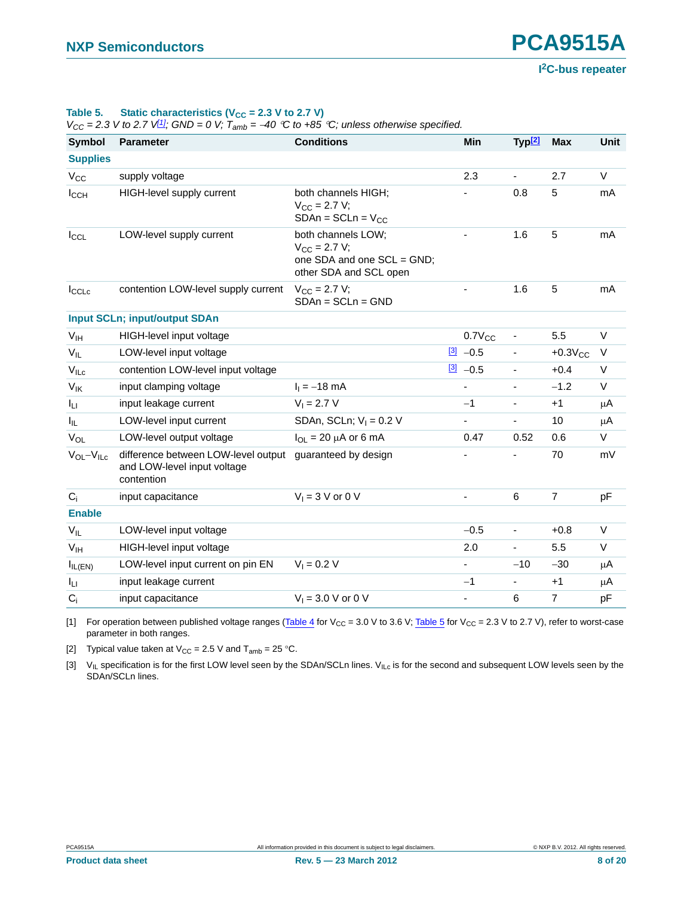**Table 5. Static characteristics ($V_{CC}$ = 2.3 V to 2.7 V)**

*$V_{CC}$ = 2.3 V to 2.7 V[1]; GND = 0 V; $T_{amb}$ = −40 °C to +85 °C; unless otherwise specified.*

| Symbol | Parameter | Conditions | Min | Typ[2] | Max | Unit |
|---|---|---|---|---|---|---|
| **Supplies** | | | | | | |
| $V_{CC}$ | supply voltage | | 2.3 | - | 2.7 | V |
| $I_{CCH}$ | HIGH-level supply current | both channels HIGH; $V_{CC}$ = 2.7 V; SDAn = SCLn = $V_{CC}$ | - | 0.8 | 5 | mA |
| $I_{CCL}$ | LOW-level supply current | both channels LOW; $V_{CC}$ = 2.7 V; one SDA and one SCL = GND; other SDA and SCL open | - | 1.6 | 5 | mA |
| $I_{CCLc}$ | contention LOW-level supply current | $V_{CC}$ = 2.7 V; SDAn = SCLn = GND | - | 1.6 | 5 | mA |
| **Input SCLn; input/output SDAn** | | | | | | |
| $V_{IH}$ | HIGH-level input voltage | | $0.7V_{CC}$ | - | 5.5 | V |
| $V_{IL}$ | LOW-level input voltage | [3] | −0.5 | - | $+0.3V_{CC}$ | V |
| $V_{ILc}$ | contention LOW-level input voltage | [3] | −0.5 | - | +0.4 | V |
| $V_{IK}$ | input clamping voltage | $I_I$ = −18 mA | - | - | −1.2 | V |
| $I_{LI}$ | input leakage current | $V_I$ = 2.7 V | −1 | - | +1 | μA |
| $I_{IL}$ | LOW-level input current | SDAn, SCLn; $V_I$ = 0.2 V | - | - | 10 | μA |
| $V_{OL}$ | LOW-level output voltage | $I_{OL}$ = 20 μA or 6 mA | 0.47 | 0.52 | 0.6 | V |
| $V_{OL}-V_{ILc}$ | difference between LOW-level output and LOW-level input voltage contention | guaranteed by design | - | - | 70 | mV |
| $C_i$ | input capacitance | $V_I$ = 3 V or 0 V | - | 6 | 7 | pF |
| **Enable** | | | | | | |
| $V_{IL}$ | LOW-level input voltage | | −0.5 | - | +0.8 | V |
| $V_{IH}$ | HIGH-level input voltage | | 2.0 | - | 5.5 | V |
| $I_{IL(EN)}$ | LOW-level input current on pin EN | $V_I$ = 0.2 V | - | −10 | −30 | μA |
| $I_{LI}$ | input leakage current | | −1 | - | +1 | μA |
| $C_i$ | input capacitance | $V_I$ = 3.0 V or 0 V | - | 6 | 7 | pF |

[1] For operation between published voltage ranges (Table 4 for $V_{CC}$ = 3.0 V to 3.6 V; Table 5 for $V_{CC}$ = 2.3 V to 2.7 V), refer to worst-case parameter in both ranges.

[2] Typical value taken at $V_{CC}$ = 2.5 V and $T_{amb}$ = 25 °C.

[3] $V_{IL}$ specification is for the first LOW level seen by the SDAn/SCLn lines. $V_{ILc}$ is for the second and subsequent LOW levels seen by the SDAn/SCLn lines.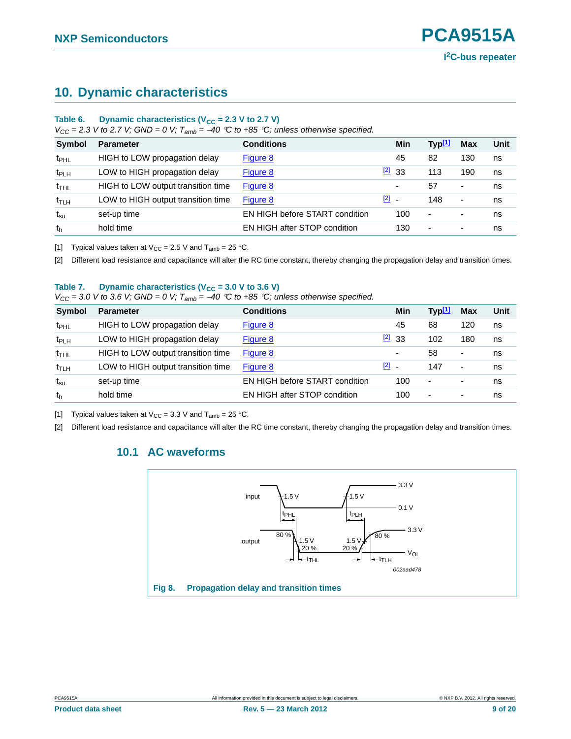## 10. Dynamic characteristics

**Table 6. Dynamic characteristics ($V_{CC}$ = 2.3 V to 2.7 V)**

*$V_{CC}$ = 2.3 V to 2.7 V; GND = 0 V; $T_{amb}$ = −40 °C to +85 °C; unless otherwise specified.*

| Symbol | Parameter | Conditions | | Min | Typ[1] | Max | Unit |
|---|---|---|---|---|---|---|---|
| $t_{PHL}$ | HIGH to LOW propagation delay | Figure 8 | | 45 | 82 | 130 | ns |
| $t_{PLH}$ | LOW to HIGH propagation delay | Figure 8 | [2] | 33 | 113 | 190 | ns |
| $t_{THL}$ | HIGH to LOW output transition time | Figure 8 | | - | 57 | - | ns |
| $t_{TLH}$ | LOW to HIGH output transition time | Figure 8 | [2] | - | 148 | - | ns |
| $t_{su}$ | set-up time | EN HIGH before START condition | | 100 | - | - | ns |
| $t_h$ | hold time | EN HIGH after STOP condition | | 130 | - | - | ns |

[1] Typical values taken at $V_{CC}$ = 2.5 V and $T_{amb}$ = 25 °C.

[2] Different load resistance and capacitance will alter the RC time constant, thereby changing the propagation delay and transition times.

**Table 7. Dynamic characteristics ($V_{CC}$ = 3.0 V to 3.6 V)**

*$V_{CC}$ = 3.0 V to 3.6 V; GND = 0 V; $T_{amb}$ = −40 °C to +85 °C; unless otherwise specified.*

| Symbol | Parameter | Conditions | | Min | Typ[1] | Max | Unit |
|---|---|---|---|---|---|---|---|
| $t_{PHL}$ | HIGH to LOW propagation delay | Figure 8 | | 45 | 68 | 120 | ns |
| $t_{PLH}$ | LOW to HIGH propagation delay | Figure 8 | [2] | 33 | 102 | 180 | ns |
| $t_{THL}$ | HIGH to LOW output transition time | Figure 8 | | - | 58 | - | ns |
| $t_{TLH}$ | LOW to HIGH output transition time | Figure 8 | [2] | - | 147 | - | ns |
| $t_{su}$ | set-up time | EN HIGH before START condition | | 100 | - | - | ns |
| $t_h$ | hold time | EN HIGH after STOP condition | | 100 | - | - | ns |

[1] Typical values taken at $V_{CC}$ = 3.3 V and $T_{amb}$ = 25 °C.

[2] Different load resistance and capacitance will alter the RC time constant, thereby changing the propagation delay and transition times.

### 10.1 AC waveforms

**Fig 8. Propagation delay and transition times**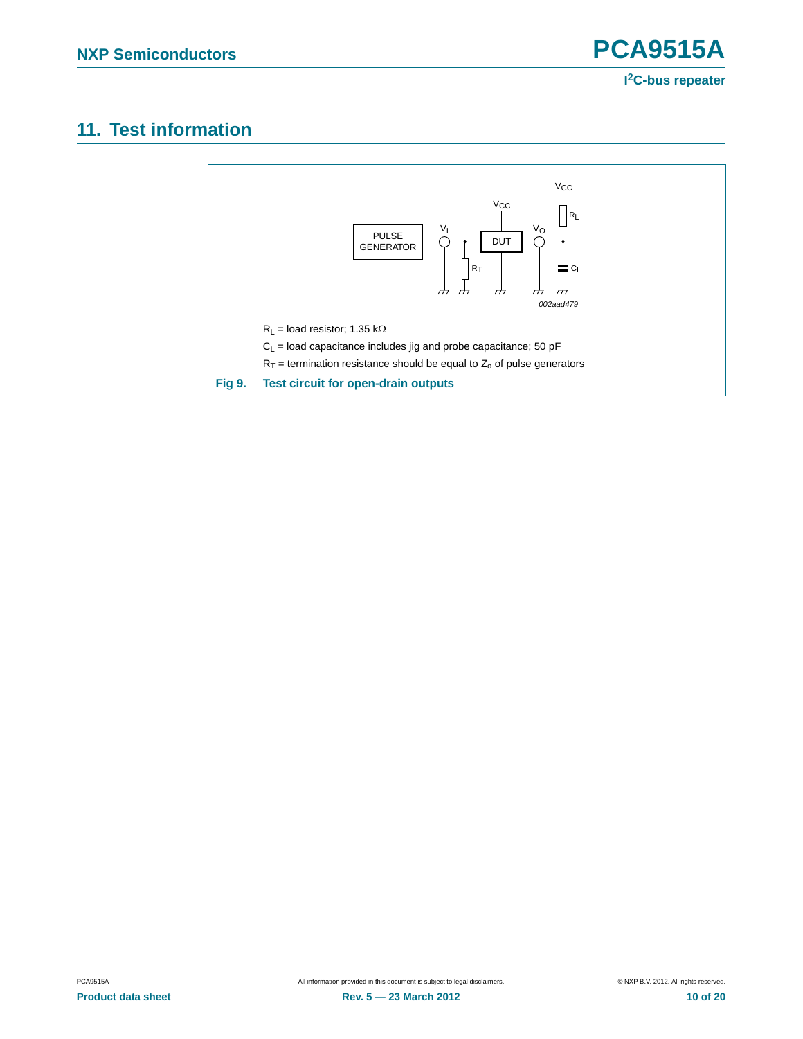# 11. Test information

$R_L$ = load resistor; 1.35 kΩ

$C_L$ = load capacitance includes jig and probe capacitance; 50 pF

$R_T$ = termination resistance should be equal to $Z_o$ of pulse generators

**Fig 9. Test circuit for open-drain outputs**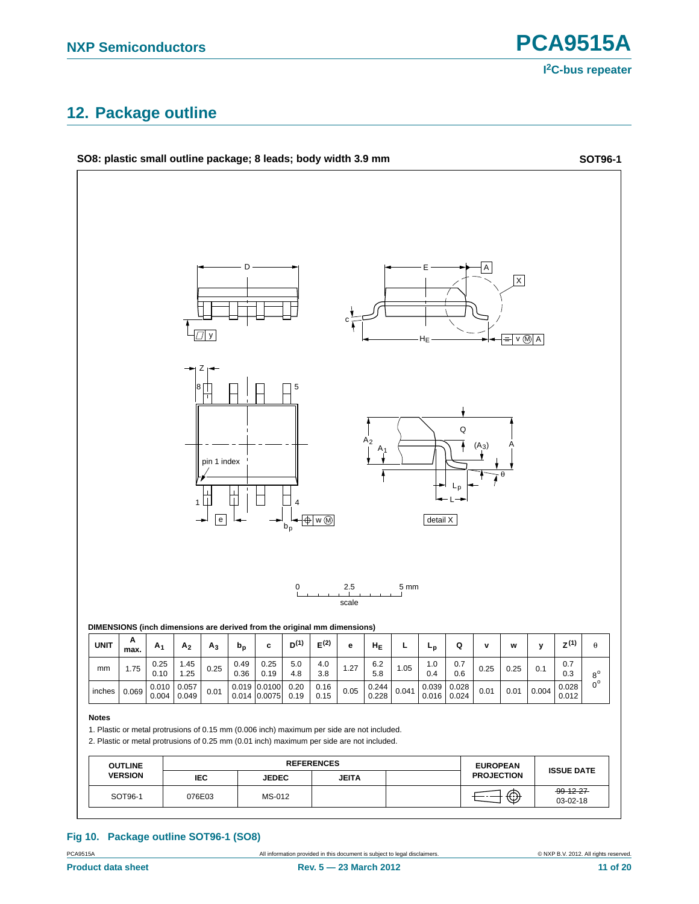## 12. Package outline

**SO8: plastic small outline package; 8 leads; body width 3.9 mm** **SOT96-1**

**DIMENSIONS (inch dimensions are derived from the original mm dimensions)**

| UNIT | A max. | $A_1$ | $A_2$ | $A_3$ | $b_p$ | c | D(1) | E(2) | e | $H_E$ | L | $L_p$ | Q | v | w | y | Z(1) | θ |
|---|---|---|---|---|---|---|---|---|---|---|---|---|---|---|---|---|---|---|
| mm | 1.75 | 0.25<br>0.10 | 1.45<br>1.25 | 0.25 | 0.49<br>0.36 | 0.25<br>0.19 | 5.0<br>4.8 | 4.0<br>3.8 | 1.27 | 6.2<br>5.8 | 1.05 | 1.0<br>0.4 | 0.7<br>0.6 | 0.25 | 0.25 | 0.1 | 0.7<br>0.3 | 8°<br>0° |
| inches | 0.069 | 0.010<br>0.004 | 0.057<br>0.049 | 0.01 | 0.019<br>0.014 | 0.0100<br>0.0075 | 0.20<br>0.19 | 0.16<br>0.15 | 0.05 | 0.244<br>0.228 | 0.041 | 0.039<br>0.016 | 0.028<br>0.024 | 0.01 | 0.01 | 0.004 | 0.028<br>0.012 | |

**Notes**

1. Plastic or metal protrusions of 0.15 mm (0.006 inch) maximum per side are not included.
2. Plastic or metal protrusions of 0.25 mm (0.01 inch) maximum per side are not included.

| OUTLINE VERSION | REFERENCES | | | | EUROPEAN PROJECTION | ISSUE DATE |
|---|---|---|---|---|---|---|
| | IEC | JEDEC | JEITA | | | |
| SOT96-1 | 076E03 | MS-012 | | | | ~~99-12-27~~<br>03-02-18 |

**Fig 10. Package outline SOT96-1 (SO8)**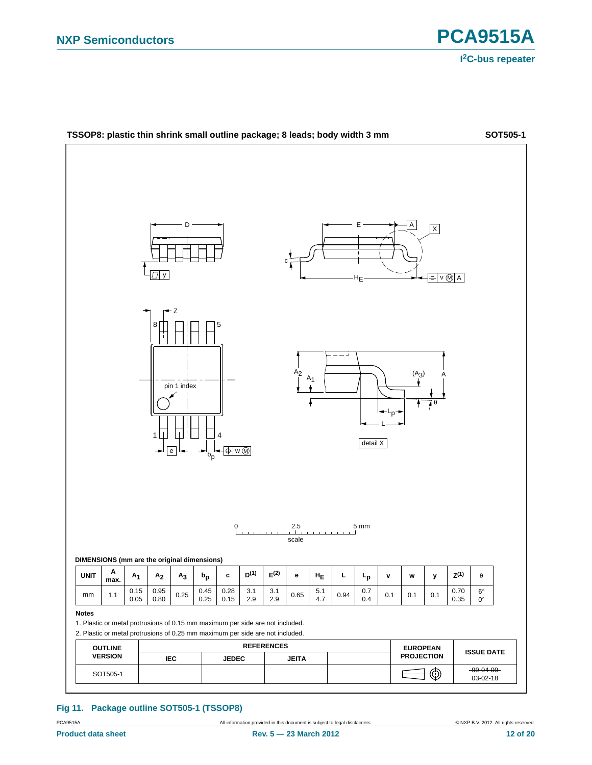**TSSOP8: plastic thin shrink small outline package; 8 leads; body width 3 mm** **SOT505-1**

**DIMENSIONS (mm are the original dimensions)**

| UNIT | A max. | $A_1$ | $A_2$ | $A_3$ | $b_p$ | c | D(1) | E(2) | e | $H_E$ | L | $L_p$ | v | w | y | Z(1) | θ |
|---|---|---|---|---|---|---|---|---|---|---|---|---|---|---|---|---|---|
| mm | 1.1 | 0.15<br>0.05 | 0.95<br>0.80 | 0.25 | 0.45<br>0.25 | 0.28<br>0.15 | 3.1<br>2.9 | 3.1<br>2.9 | 0.65 | 5.1<br>4.7 | 0.94 | 0.7<br>0.4 | 0.1 | 0.1 | 0.1 | 0.70<br>0.35 | 6°<br>0° |

**Notes**

1. Plastic or metal protrusions of 0.15 mm maximum per side are not included.
2. Plastic or metal protrusions of 0.25 mm maximum per side are not included.

| OUTLINE VERSION | REFERENCES | | | | EUROPEAN PROJECTION | ISSUE DATE |
|---|---|---|---|---|---|---|
| | IEC | JEDEC | JEITA | | | |
| SOT505-1 | | | | | | ~~99-04-09~~<br>03-02-18 |

**Fig 11. Package outline SOT505-1 (TSSOP8)**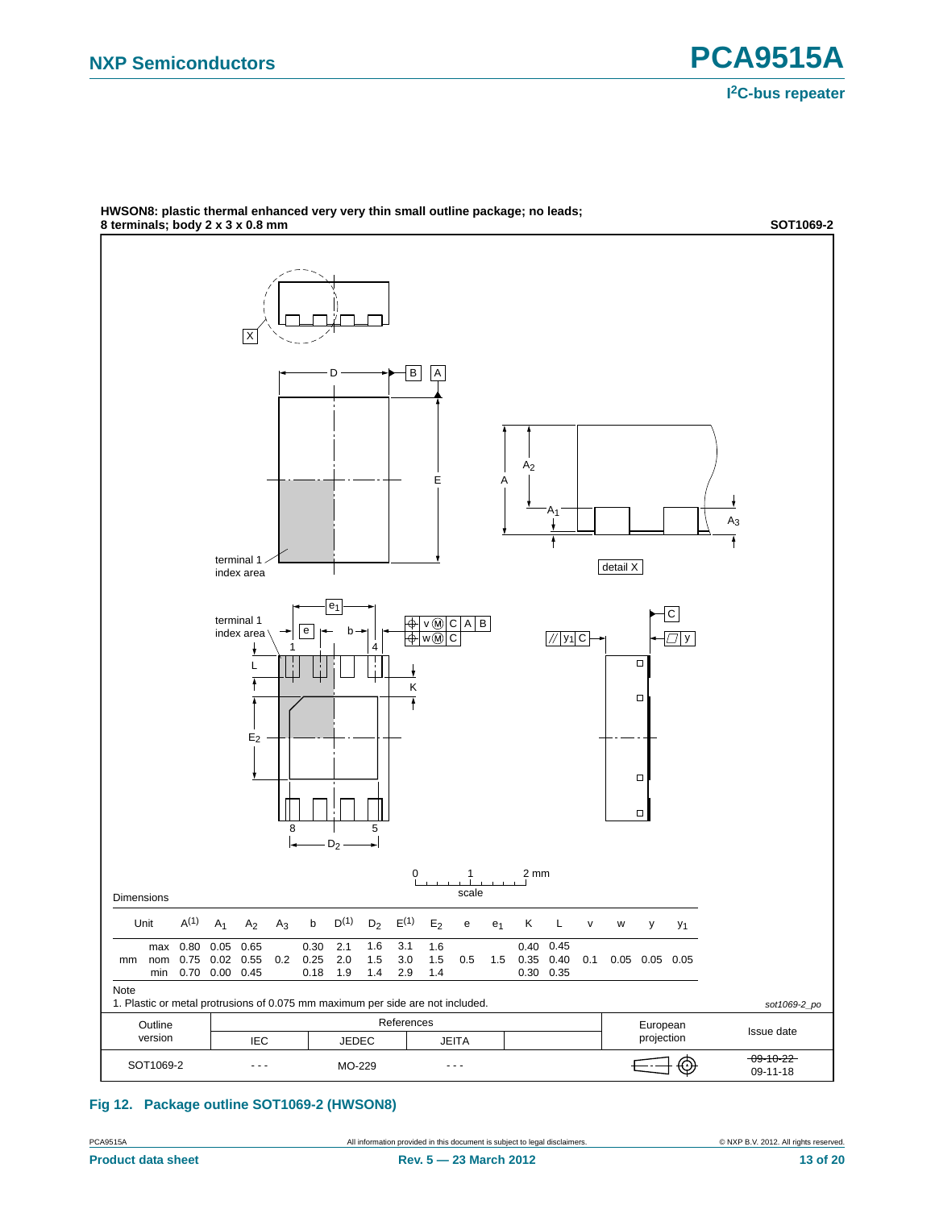**HWSON8: plastic thermal enhanced very very thin small outline package; no leads; 8 terminals; body 2 x 3 x 0.8 mm** **SOT1069-2**

Dimensions

| Unit | | $A^{(1)}$ | $A_1$ | $A_2$ | $A_3$ | b | $D^{(1)}$ | $D_2$ | $E^{(1)}$ | $E_2$ | e | $e_1$ | K | L | v | w | y | $y_1$ |
|---|---|---|---|---|---|---|---|---|---|---|---|---|---|---|---|---|---|---|
| | max | 0.80 | 0.05 | 0.65 | | 0.30 | 2.1 | 1.6 | 3.1 | 1.6 | | | 0.40 | 0.45 | | | | |
| mm | nom | 0.75 | 0.02 | 0.55 | 0.2 | 0.25 | 2.0 | 1.5 | 3.0 | 1.5 | 0.5 | 1.5 | 0.35 | 0.40 | 0.1 | 0.05 | 0.05 | 0.05 |
| | min | 0.70 | 0.00 | 0.45 | | 0.18 | 1.9 | 1.4 | 2.9 | 1.4 | | | 0.30 | 0.35 | | | | |

Note

1. Plastic or metal protrusions of 0.075 mm maximum per side are not included.

sot1069-2_po

| Outline version | References: IEC | References: JEDEC | References: JEITA | European projection | Issue date |
|---|---|---|---|---|---|
| SOT1069-2 | - - - | MO-229 | - - - | | ~~09-10-22~~ 09-11-18 |

**Fig 12. Package outline SOT1069-2 (HWSON8)**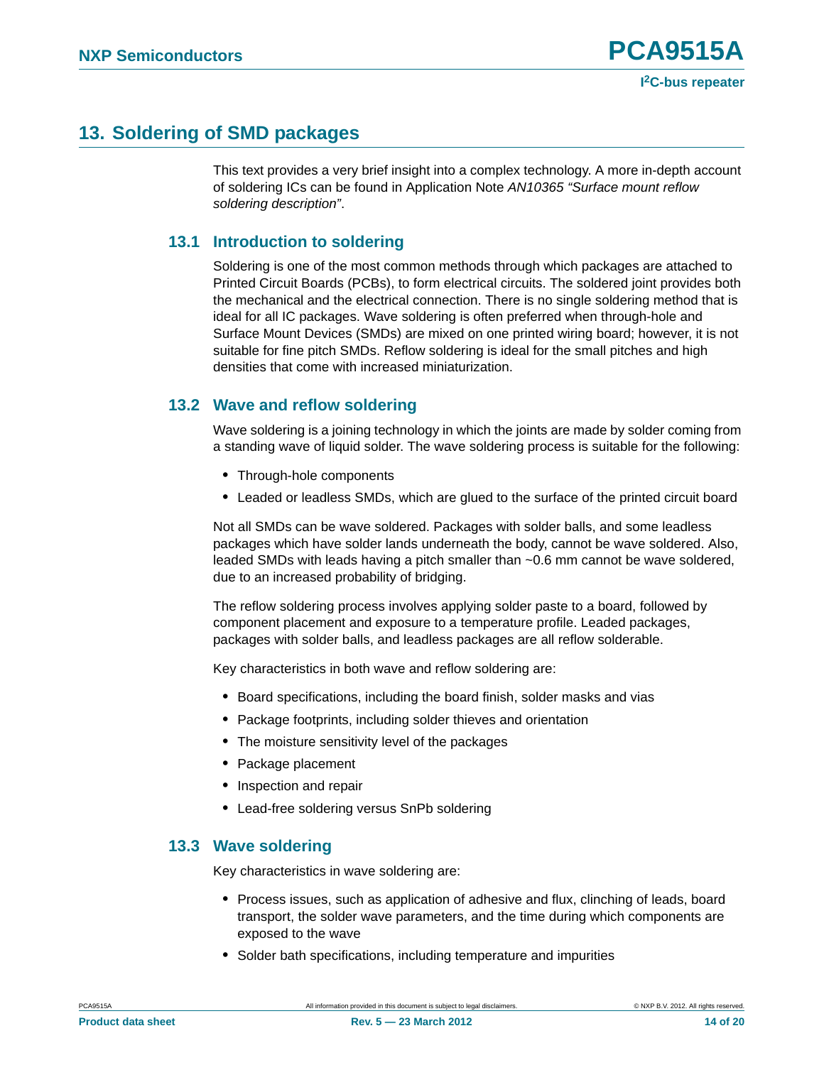## 13. Soldering of SMD packages

This text provides a very brief insight into a complex technology. A more in-depth account of soldering ICs can be found in Application Note *AN10365 "Surface mount reflow soldering description"*.

### 13.1 Introduction to soldering

Soldering is one of the most common methods through which packages are attached to Printed Circuit Boards (PCBs), to form electrical circuits. The soldered joint provides both the mechanical and the electrical connection. There is no single soldering method that is ideal for all IC packages. Wave soldering is often preferred when through-hole and Surface Mount Devices (SMDs) are mixed on one printed wiring board; however, it is not suitable for fine pitch SMDs. Reflow soldering is ideal for the small pitches and high densities that come with increased miniaturization.

### 13.2 Wave and reflow soldering

Wave soldering is a joining technology in which the joints are made by solder coming from a standing wave of liquid solder. The wave soldering process is suitable for the following:

- Through-hole components
- Leaded or leadless SMDs, which are glued to the surface of the printed circuit board

Not all SMDs can be wave soldered. Packages with solder balls, and some leadless packages which have solder lands underneath the body, cannot be wave soldered. Also, leaded SMDs with leads having a pitch smaller than ~0.6 mm cannot be wave soldered, due to an increased probability of bridging.

The reflow soldering process involves applying solder paste to a board, followed by component placement and exposure to a temperature profile. Leaded packages, packages with solder balls, and leadless packages are all reflow solderable.

Key characteristics in both wave and reflow soldering are:

- Board specifications, including the board finish, solder masks and vias
- Package footprints, including solder thieves and orientation
- The moisture sensitivity level of the packages
- Package placement
- Inspection and repair
- Lead-free soldering versus SnPb soldering

### 13.3 Wave soldering

Key characteristics in wave soldering are:

- Process issues, such as application of adhesive and flux, clinching of leads, board transport, the solder wave parameters, and the time during which components are exposed to the wave
- Solder bath specifications, including temperature and impurities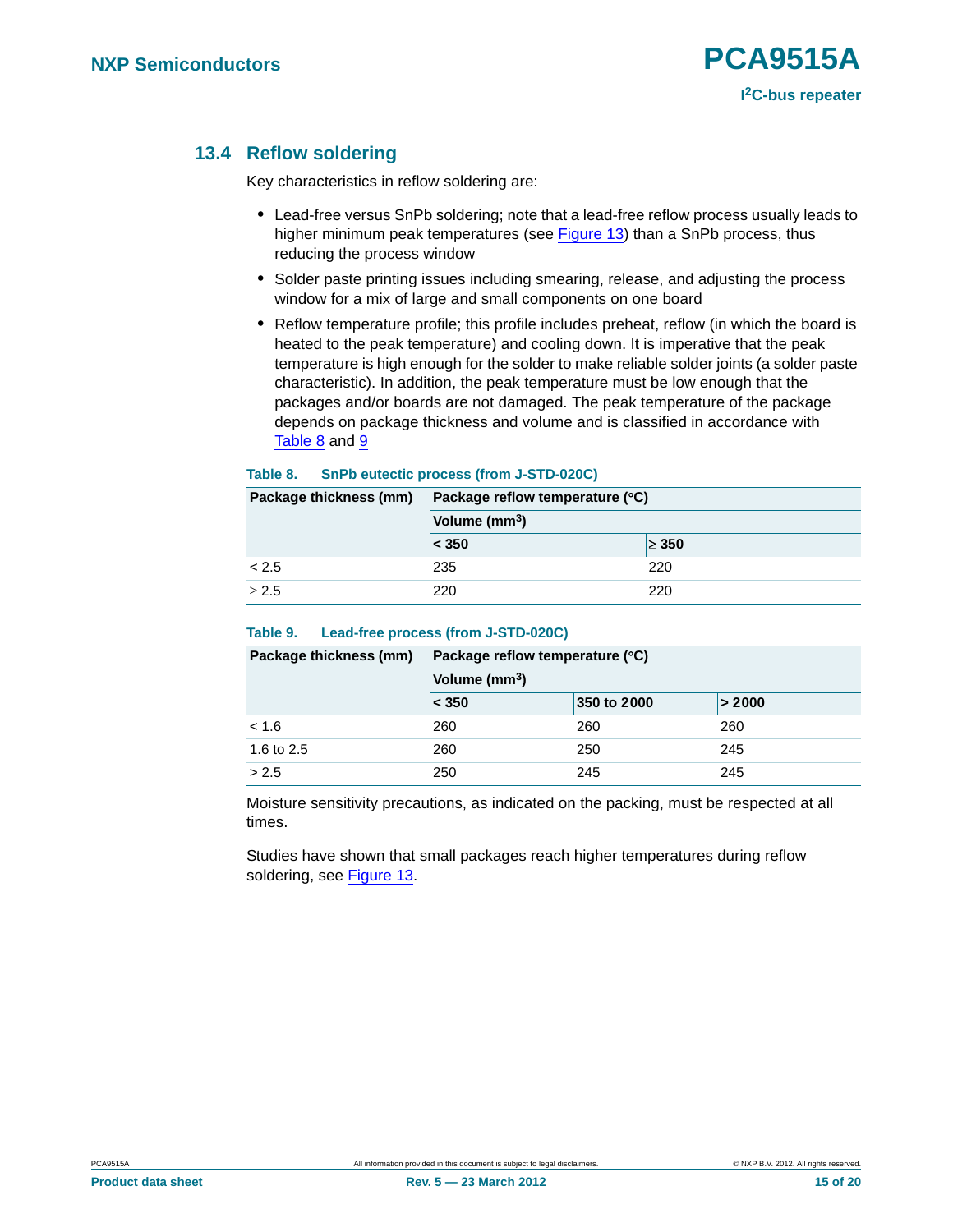### 13.4 Reflow soldering

Key characteristics in reflow soldering are:

- Lead-free versus SnPb soldering; note that a lead-free reflow process usually leads to higher minimum peak temperatures (see Figure 13) than a SnPb process, thus reducing the process window
- Solder paste printing issues including smearing, release, and adjusting the process window for a mix of large and small components on one board
- Reflow temperature profile; this profile includes preheat, reflow (in which the board is heated to the peak temperature) and cooling down. It is imperative that the peak temperature is high enough for the solder to make reliable solder joints (a solder paste characteristic). In addition, the peak temperature must be low enough that the packages and/or boards are not damaged. The peak temperature of the package depends on package thickness and volume and is classified in accordance with Table 8 and 9

**Table 8. SnPb eutectic process (from J-STD-020C)**

| Package thickness (mm) | Package reflow temperature (°C) | |
|---|---|---|
| | Volume ($mm^3$) | |
| | < 350 | ≥ 350 |
| < 2.5 | 235 | 220 |
| ≥ 2.5 | 220 | 220 |

**Table 9. Lead-free process (from J-STD-020C)**

| Package thickness (mm) | Package reflow temperature (°C) | | |
|---|---|---|---|
| | Volume ($mm^3$) | | |
| | < 350 | 350 to 2000 | > 2000 |
| < 1.6 | 260 | 260 | 260 |
| 1.6 to 2.5 | 260 | 250 | 245 |
| > 2.5 | 250 | 245 | 245 |

Moisture sensitivity precautions, as indicated on the packing, must be respected at all times.

Studies have shown that small packages reach higher temperatures during reflow soldering, see Figure 13.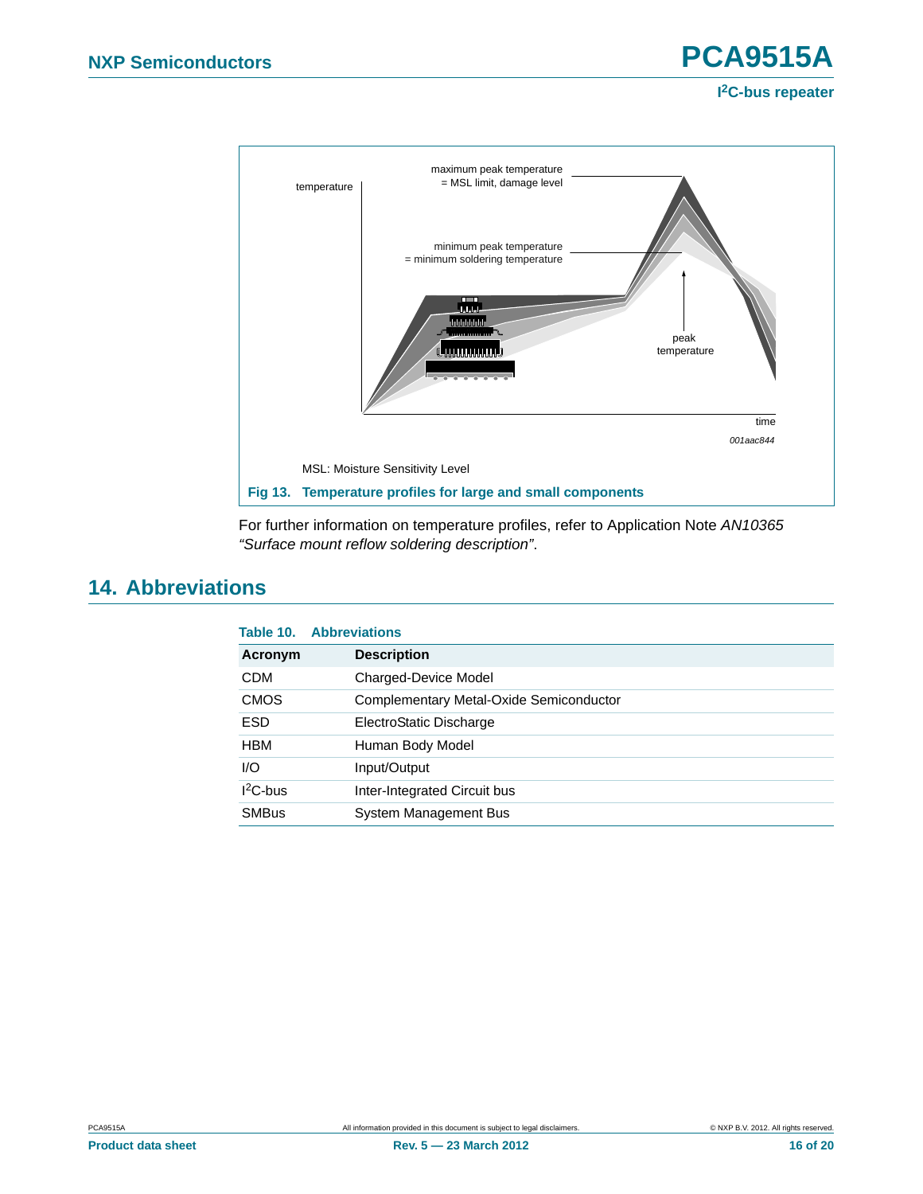MSL: Moisture Sensitivity Level

**Fig 13. Temperature profiles for large and small components**

For further information on temperature profiles, refer to Application Note *AN10365 "Surface mount reflow soldering description"*.

## 14. Abbreviations

**Table 10. Abbreviations**

| Acronym | Description |
|---|---|
| CDM | Charged-Device Model |
| CMOS | Complementary Metal-Oxide Semiconductor |
| ESD | ElectroStatic Discharge |
| HBM | Human Body Model |
| I/O | Input/Output |
| $I^2C$-bus | Inter-Integrated Circuit bus |
| SMBus | System Management Bus |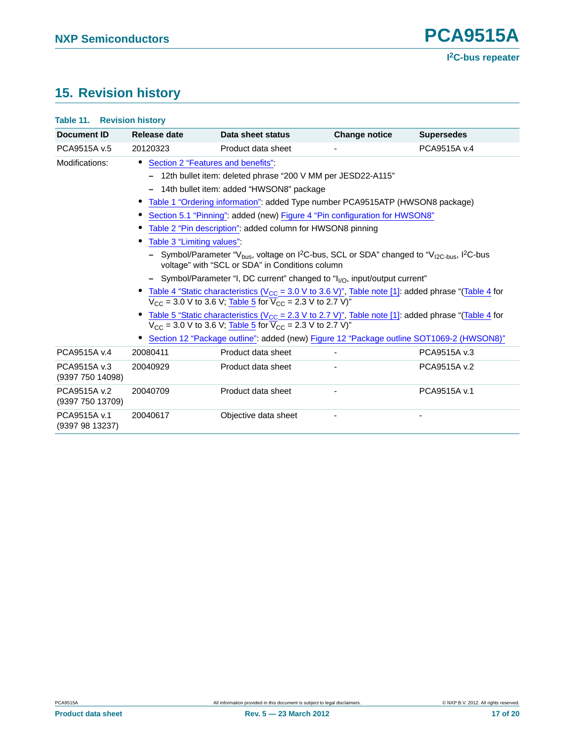## 15. Revision history

**Table 11. Revision history**

| Document ID | Release date | Data sheet status | Change notice | Supersedes |
|---|---|---|---|---|
| PCA9515A v.5 | 20120323 | Product data sheet | - | PCA9515A v.4 |
| Modifications: | • Section 2 "Features and benefits": – 12th bullet item: deleted phrase "200 V MM per JESD22-A115" – 14th bullet item: added "HWSON8" package • Table 1 "Ordering information": added Type number PCA9515ATP (HWSON8 package) • Section 5.1 "Pinning": added (new) Figure 4 "Pin configuration for HWSON8" • Table 2 "Pin description": added column for HWSON8 pinning • Table 3 "Limiting values": – Symbol/Parameter "$V_{bus}$, voltage on $I^2C$-bus, SCL or SDA" changed to "$V_{I2C\text{-}bus}$, $I^2C$-bus voltage" with "SCL or SDA" in Conditions column – Symbol/Parameter "I, DC current" changed to "$I_{I/O}$, input/output current" • Table 4 "Static characteristics ($V_{CC}$ = 3.0 V to 3.6 V)", Table note [1]: added phrase "(Table 4 for $V_{CC}$ = 3.0 V to 3.6 V; Table 5 for $V_{CC}$ = 2.3 V to 2.7 V)" • Table 5 "Static characteristics ($V_{CC}$ = 2.3 V to 2.7 V)", Table note [1]: added phrase "(Table 4 for $V_{CC}$ = 3.0 V to 3.6 V; Table 5 for $V_{CC}$ = 2.3 V to 2.7 V)" • Section 12 "Package outline": added (new) Figure 12 "Package outline SOT1069-2 (HWSON8)" | | | |
| PCA9515A v.4 | 20080411 | Product data sheet | - | PCA9515A v.3 |
| PCA9515A v.3 (9397 750 14098) | 20040929 | Product data sheet | - | PCA9515A v.2 |
| PCA9515A v.2 (9397 750 13709) | 20040709 | Product data sheet | - | PCA9515A v.1 |
| PCA9515A v.1 (9397 98 13237) | 20040617 | Objective data sheet | - | - |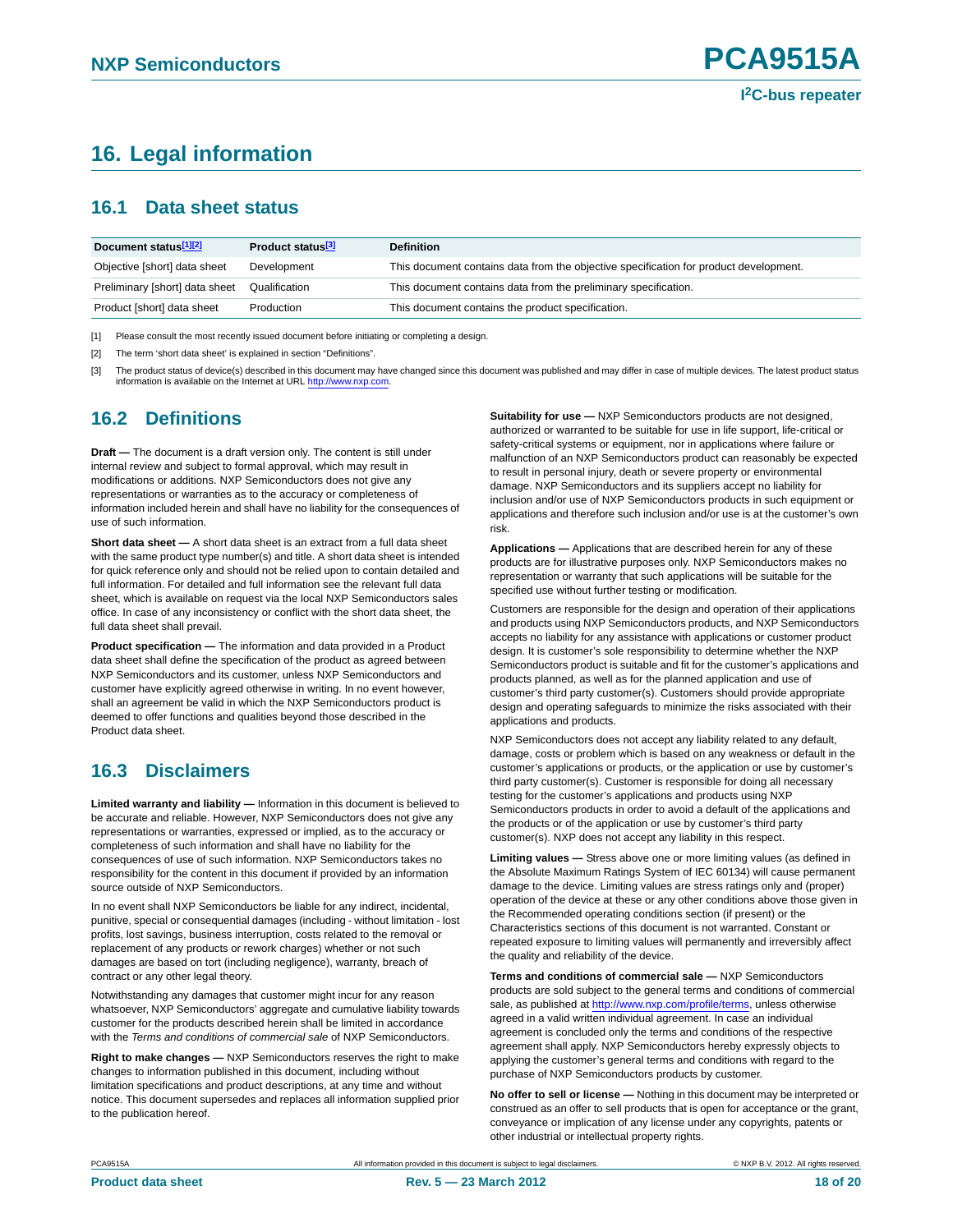## 16. Legal information

### 16.1 Data sheet status

| Document status[1][2] | Product status[3] | Definition |
|---|---|---|
| Objective [short] data sheet | Development | This document contains data from the objective specification for product development. |
| Preliminary [short] data sheet | Qualification | This document contains data from the preliminary specification. |
| Product [short] data sheet | Production | This document contains the product specification. |

[1] Please consult the most recently issued document before initiating or completing a design.

[2] The term 'short data sheet' is explained in section "Definitions".

[3] The product status of device(s) described in this document may have changed since this document was published and may differ in case of multiple devices. The latest product status information is available on the Internet at URL http://www.nxp.com.

### 16.2 Definitions

**Draft —** The document is a draft version only. The content is still under internal review and subject to formal approval, which may result in modifications or additions. NXP Semiconductors does not give any representations or warranties as to the accuracy or completeness of information included herein and shall have no liability for the consequences of use of such information.

**Short data sheet —** A short data sheet is an extract from a full data sheet with the same product type number(s) and title. A short data sheet is intended for quick reference only and should not be relied upon to contain detailed and full information. For detailed and full information see the relevant full data sheet, which is available on request via the local NXP Semiconductors sales office. In case of any inconsistency or conflict with the short data sheet, the full data sheet shall prevail.

**Product specification —** The information and data provided in a Product data sheet shall define the specification of the product as agreed between NXP Semiconductors and its customer, unless NXP Semiconductors and customer have explicitly agreed otherwise in writing. In no event however, shall an agreement be valid in which the NXP Semiconductors product is deemed to offer functions and qualities beyond those described in the Product data sheet.

### 16.3 Disclaimers

**Limited warranty and liability —** Information in this document is believed to be accurate and reliable. However, NXP Semiconductors does not give any representations or warranties, expressed or implied, as to the accuracy or completeness of such information and shall have no liability for the consequences of use of such information. NXP Semiconductors takes no responsibility for the content in this document if provided by an information source outside of NXP Semiconductors.

In no event shall NXP Semiconductors be liable for any indirect, incidental, punitive, special or consequential damages (including - without limitation - lost profits, lost savings, business interruption, costs related to the removal or replacement of any products or rework charges) whether or not such damages are based on tort (including negligence), warranty, breach of contract or any other legal theory.

Notwithstanding any damages that customer might incur for any reason whatsoever, NXP Semiconductors' aggregate and cumulative liability towards customer for the products described herein shall be limited in accordance with the *Terms and conditions of commercial sale* of NXP Semiconductors.

**Right to make changes —** NXP Semiconductors reserves the right to make changes to information published in this document, including without limitation specifications and product descriptions, at any time and without notice. This document supersedes and replaces all information supplied prior to the publication hereof.

**Suitability for use —** NXP Semiconductors products are not designed, authorized or warranted to be suitable for use in life support, life-critical or safety-critical systems or equipment, nor in applications where failure or malfunction of an NXP Semiconductors product can reasonably be expected to result in personal injury, death or severe property or environmental damage. NXP Semiconductors and its suppliers accept no liability for inclusion and/or use of NXP Semiconductors products in such equipment or applications and therefore such inclusion and/or use is at the customer's own risk.

**Applications —** Applications that are described herein for any of these products are for illustrative purposes only. NXP Semiconductors makes no representation or warranty that such applications will be suitable for the specified use without further testing or modification.

Customers are responsible for the design and operation of their applications and products using NXP Semiconductors products, and NXP Semiconductors accepts no liability for any assistance with applications or customer product design. It is customer's sole responsibility to determine whether the NXP Semiconductors product is suitable and fit for the customer's applications and products planned, as well as for the planned application and use of customer's third party customer(s). Customers should provide appropriate design and operating safeguards to minimize the risks associated with their applications and products.

NXP Semiconductors does not accept any liability related to any default, damage, costs or problem which is based on any weakness or default in the customer's applications or products, or the application or use by customer's third party customer(s). Customer is responsible for doing all necessary testing for the customer's applications and products using NXP Semiconductors products in order to avoid a default of the applications and the products or of the application or use by customer's third party customer(s). NXP does not accept any liability in this respect.

**Limiting values —** Stress above one or more limiting values (as defined in the Absolute Maximum Ratings System of IEC 60134) will cause permanent damage to the device. Limiting values are stress ratings only and (proper) operation of the device at these or any other conditions above those given in the Recommended operating conditions section (if present) or the Characteristics sections of this document is not warranted. Constant or repeated exposure to limiting values will permanently and irreversibly affect the quality and reliability of the device.

**Terms and conditions of commercial sale —** NXP Semiconductors products are sold subject to the general terms and conditions of commercial sale, as published at http://www.nxp.com/profile/terms, unless otherwise agreed in a valid written individual agreement. In case an individual agreement is concluded only the terms and conditions of the respective agreement shall apply. NXP Semiconductors hereby expressly objects to applying the customer's general terms and conditions with regard to the purchase of NXP Semiconductors products by customer.

**No offer to sell or license —** Nothing in this document may be interpreted or construed as an offer to sell products that is open for acceptance or the grant, conveyance or implication of any license under any copyrights, patents or other industrial or intellectual property rights.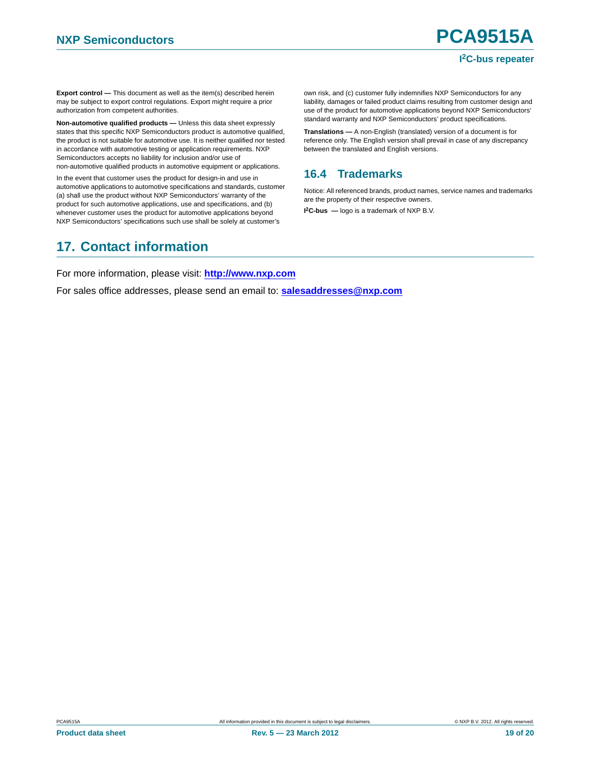**Export control —** This document as well as the item(s) described herein may be subject to export control regulations. Export might require a prior authorization from competent authorities.

**Non-automotive qualified products —** Unless this data sheet expressly states that this specific NXP Semiconductors product is automotive qualified, the product is not suitable for automotive use. It is neither qualified nor tested in accordance with automotive testing or application requirements. NXP Semiconductors accepts no liability for inclusion and/or use of non-automotive qualified products in automotive equipment or applications.

In the event that customer uses the product for design-in and use in automotive applications to automotive specifications and standards, customer (a) shall use the product without NXP Semiconductors' warranty of the product for such automotive applications, use and specifications, and (b) whenever customer uses the product for automotive applications beyond NXP Semiconductors' specifications such use shall be solely at customer's own risk, and (c) customer fully indemnifies NXP Semiconductors for any liability, damages or failed product claims resulting from customer design and use of the product for automotive applications beyond NXP Semiconductors' standard warranty and NXP Semiconductors' product specifications.

**Translations —** A non-English (translated) version of a document is for reference only. The English version shall prevail in case of any discrepancy between the translated and English versions.

### 16.4 Trademarks

Notice: All referenced brands, product names, service names and trademarks are the property of their respective owners.

**I²C-bus —** logo is a trademark of NXP B.V.

## 17. Contact information

For more information, please visit: **http://www.nxp.com**

For sales office addresses, please send an email to: **salesaddresses@nxp.com**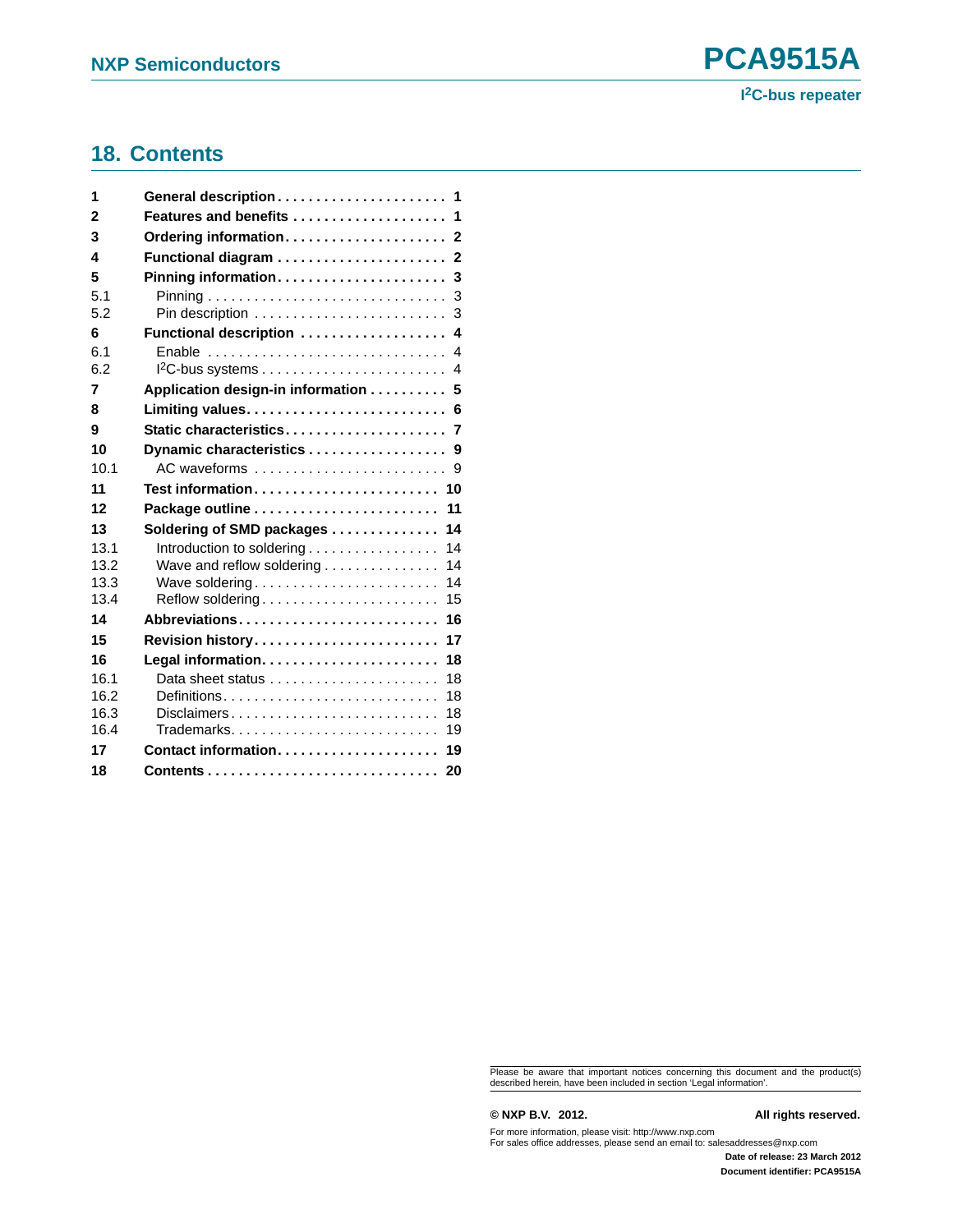## 18. Contents

| | | |
|---|---|---|
| **1** | **General description** | **1** |
| **2** | **Features and benefits** | **1** |
| **3** | **Ordering information** | **2** |
| **4** | **Functional diagram** | **2** |
| **5** | **Pinning information** | **3** |
| 5.1 | Pinning | 3 |
| 5.2 | Pin description | 3 |
| **6** | **Functional description** | **4** |
| 6.1 | Enable | 4 |
| 6.2 | $I^2C$-bus systems | 4 |
| **7** | **Application design-in information** | **5** |
| **8** | **Limiting values** | **6** |
| **9** | **Static characteristics** | **7** |
| **10** | **Dynamic characteristics** | **9** |
| 10.1 | AC waveforms | 9 |
| **11** | **Test information** | **10** |
| **12** | **Package outline** | **11** |
| **13** | **Soldering of SMD packages** | **14** |
| 13.1 | Introduction to soldering | 14 |
| 13.2 | Wave and reflow soldering | 14 |
| 13.3 | Wave soldering | 14 |
| 13.4 | Reflow soldering | 15 |
| **14** | **Abbreviations** | **16** |
| **15** | **Revision history** | **17** |
| **16** | **Legal information** | **18** |
| 16.1 | Data sheet status | 18 |
| 16.2 | Definitions | 18 |
| 16.3 | Disclaimers | 18 |
| 16.4 | Trademarks | 19 |
| **17** | **Contact information** | **19** |
| **18** | **Contents** | **20** |

Please be aware that important notices concerning this document and the product(s) described herein, have been included in section 'Legal information'.

**© NXP B.V. 2012.** **All rights reserved.**

For more information, please visit: http://www.nxp.com
For sales office addresses, please send an email to: salesaddresses@nxp.com

**Date of release: 23 March 2012**

**Document identifier: PCA9515A**